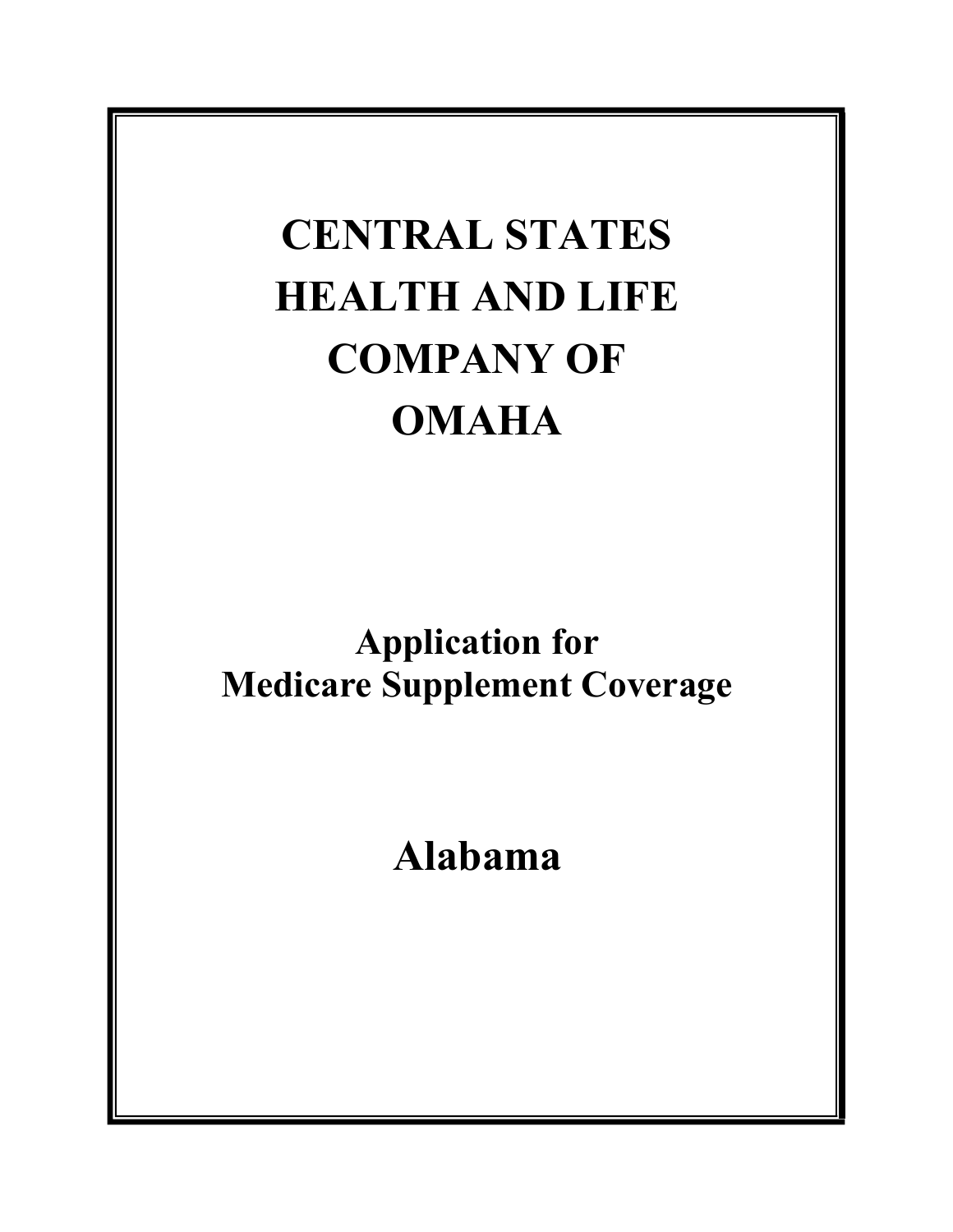# CENTRAL STATES HEALTH AND LIFE COMPANY OF OMAHA

## Application for Medicare Supplement Coverage

## Alabama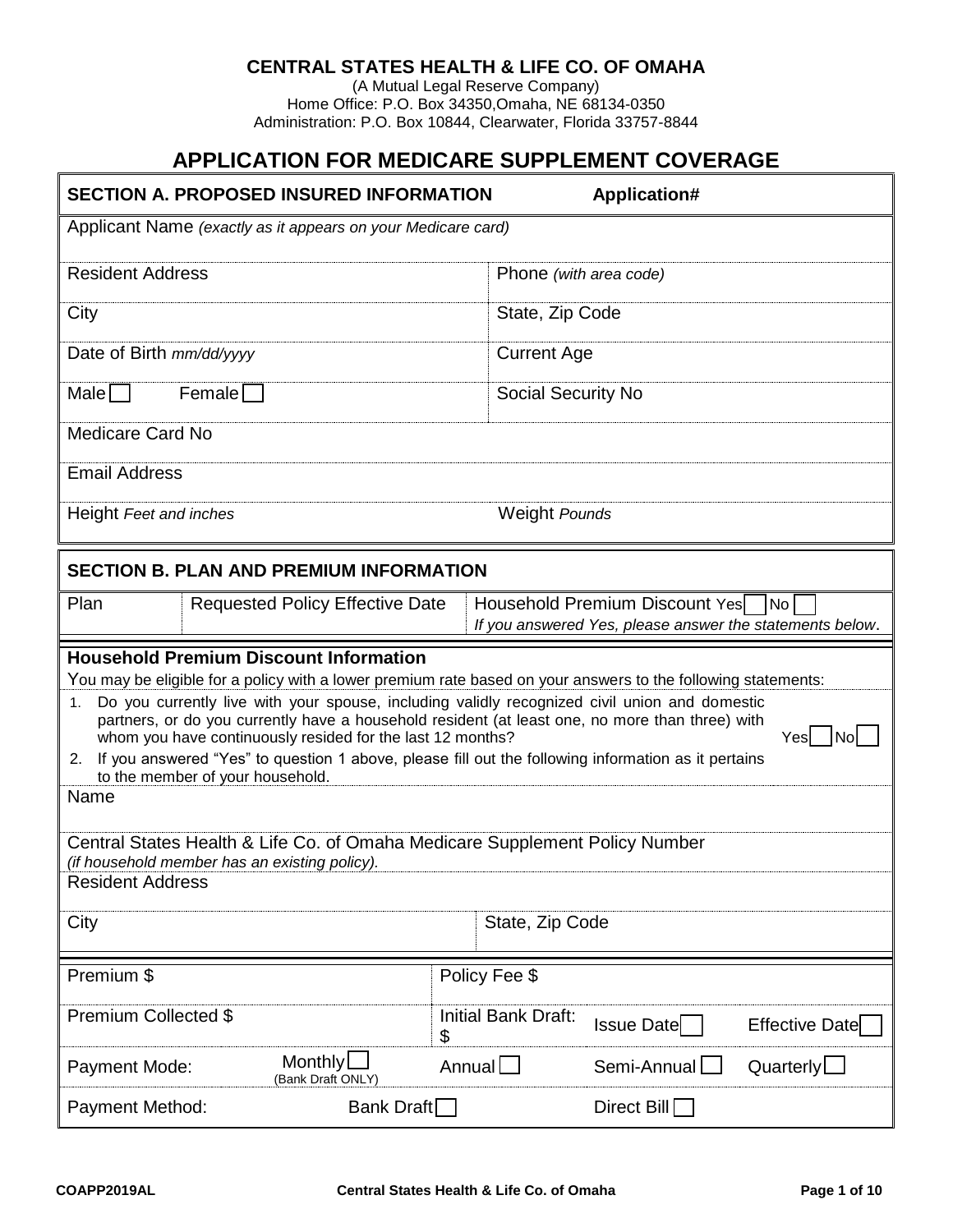**CENTRAL STATES HEALTH & LIFE CO. OF OMAHA**
(A Mutual Legal Reserve Company)
Home Office: P.O. Box 34350,Omaha, NE 68134-0350
Administration: P.O. Box 10844, Clearwater, Florida 33757-8844

# APPLICATION FOR MEDICARE SUPPLEMENT COVERAGE

| **SECTION A. PROPOSED INSURED INFORMATION** | **Application#** |
|---|---|
| Applicant Name *(exactly as it appears on your Medicare card)* | |
| Resident Address | Phone *(with area code)* |
| City | State, Zip Code |
| Date of Birth *mm/dd/yyyy* | Current Age |
| Male ☐ Female ☐ | Social Security No |
| Medicare Card No | |
| Email Address | |
| Height *Feet and inches* | Weight *Pounds* |

| **SECTION B. PLAN AND PREMIUM INFORMATION** | | |
|---|---|---|
| Plan | Requested Policy Effective Date | Household Premium Discount Yes ☐ No ☐ *If you answered Yes, please answer the statements below.* |

**Household Premium Discount Information**

You may be eligible for a policy with a lower premium rate based on your answers to the following statements:

1. Do you currently live with your spouse, including validly recognized civil union and domestic partners, or do you currently have a household resident (at least one, no more than three) with whom you have continuously resided for the last 12 months? Yes ☐ No ☐
2. If you answered "Yes" to question 1 above, please fill out the following information as it pertains to the member of your household.

| Name | |
|---|---|
| Central States Health & Life Co. of Omaha Medicare Supplement Policy Number *(if household member has an existing policy).* | |
| Resident Address | |
| City | State, Zip Code |

| Premium $ | | Policy Fee $ | | |
|---|---|---|---|---|
| Premium Collected $ | | Initial Bank Draft: $ | Issue Date ☐ | Effective Date ☐ |
| Payment Mode: | Monthly ☐ (Bank Draft ONLY) | Annual ☐ | Semi-Annual ☐ | Quarterly ☐ |
| Payment Method: | Bank Draft ☐ | | Direct Bill ☐ | |

COAPP2019AL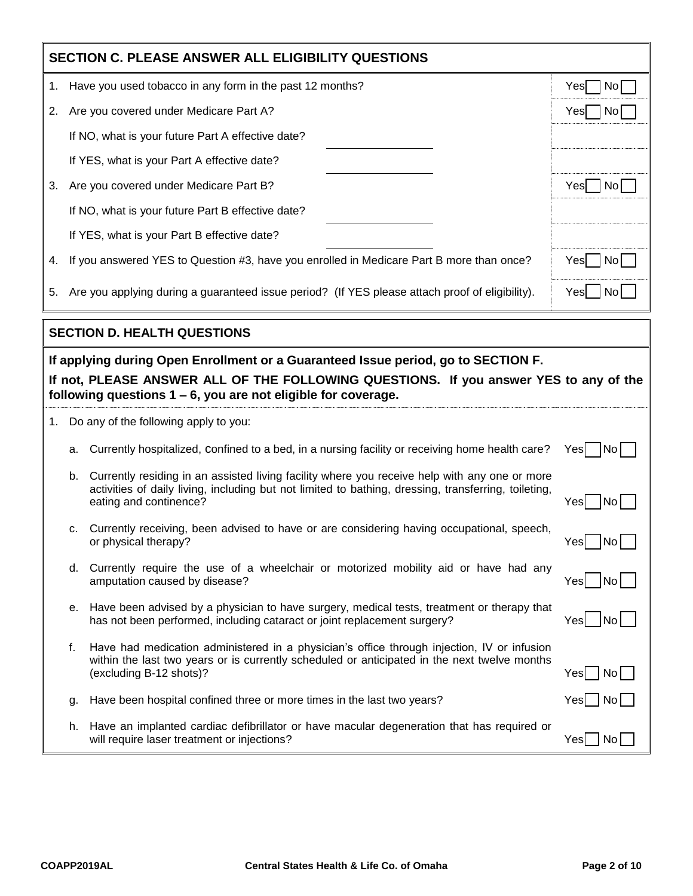## SECTION C. PLEASE ANSWER ALL ELIGIBILITY QUESTIONS

| | | |
|---|---|---|
| 1. | Have you used tobacco in any form in the past 12 months? | Yes ☐ No ☐ |
| 2. | Are you covered under Medicare Part A? | Yes ☐ No ☐ |
| | If NO, what is your future Part A effective date? ____________ | |
| | If YES, what is your Part A effective date? ____________ | |
| 3. | Are you covered under Medicare Part B? | Yes ☐ No ☐ |
| | If NO, what is your future Part B effective date? ____________ | |
| | If YES, what is your Part B effective date? ____________ | |
| 4. | If you answered YES to Question #3, have you enrolled in Medicare Part B more than once? | Yes ☐ No ☐ |
| 5. | Are you applying during a guaranteed issue period? (If YES please attach proof of eligibility). | Yes ☐ No ☐ |

## SECTION D. HEALTH QUESTIONS

**If applying during Open Enrollment or a Guaranteed Issue period, go to SECTION F.**

**If not, PLEASE ANSWER ALL OF THE FOLLOWING QUESTIONS. If you answer YES to any of the following questions 1 – 6, you are not eligible for coverage.**

1. Do any of the following apply to you:

| | | |
|---|---|---|
| a. | Currently hospitalized, confined to a bed, in a nursing facility or receiving home health care? | Yes ☐ No ☐ |
| b. | Currently residing in an assisted living facility where you receive help with any one or more activities of daily living, including but not limited to bathing, dressing, transferring, toileting, eating and continence? | Yes ☐ No ☐ |
| c. | Currently receiving, been advised to have or are considering having occupational, speech, or physical therapy? | Yes ☐ No ☐ |
| d. | Currently require the use of a wheelchair or motorized mobility aid or have had any amputation caused by disease? | Yes ☐ No ☐ |
| e. | Have been advised by a physician to have surgery, medical tests, treatment or therapy that has not been performed, including cataract or joint replacement surgery? | Yes ☐ No ☐ |
| f. | Have had medication administered in a physician's office through injection, IV or infusion within the last two years or is currently scheduled or anticipated in the next twelve months (excluding B-12 shots)? | Yes ☐ No ☐ |
| g. | Have been hospital confined three or more times in the last two years? | Yes ☐ No ☐ |
| h. | Have an implanted cardiac defibrillator or have macular degeneration that has required or will require laser treatment or injections? | Yes ☐ No ☐ |

COAPP2019AL — Central States Health & Life Co. of Omaha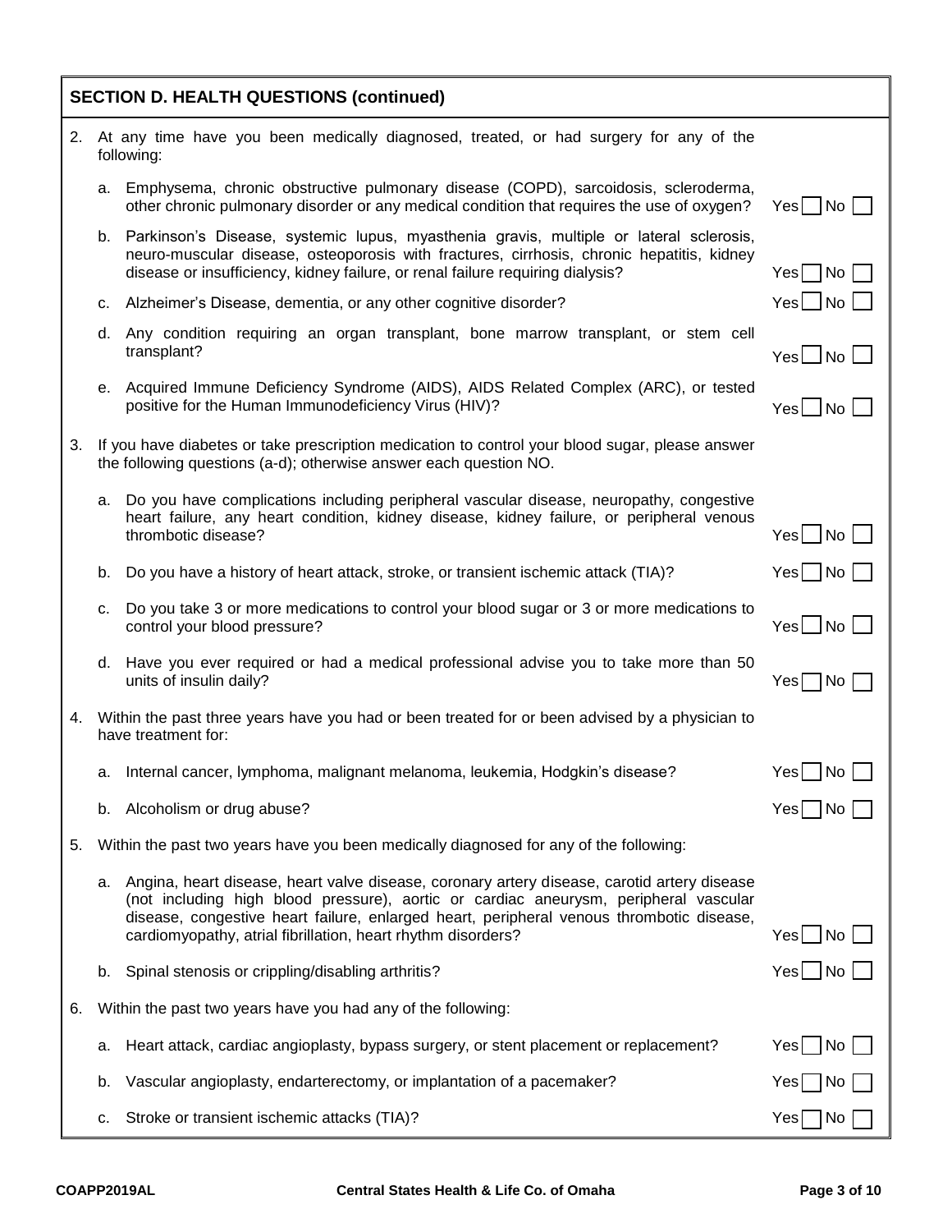## SECTION D. HEALTH QUESTIONS (continued)

2. At any time have you been medically diagnosed, treated, or had surgery for any of the following:

   a. Emphysema, chronic obstructive pulmonary disease (COPD), sarcoidosis, scleroderma, other chronic pulmonary disorder or any medical condition that requires the use of oxygen? Yes ☐ No ☐

   b. Parkinson's Disease, systemic lupus, myasthenia gravis, multiple or lateral sclerosis, neuro-muscular disease, osteoporosis with fractures, cirrhosis, chronic hepatitis, kidney disease or insufficiency, kidney failure, or renal failure requiring dialysis? Yes ☐ No ☐

   c. Alzheimer's Disease, dementia, or any other cognitive disorder? Yes ☐ No ☐

   d. Any condition requiring an organ transplant, bone marrow transplant, or stem cell transplant? Yes ☐ No ☐

   e. Acquired Immune Deficiency Syndrome (AIDS), AIDS Related Complex (ARC), or tested positive for the Human Immunodeficiency Virus (HIV)? Yes ☐ No ☐

3. If you have diabetes or take prescription medication to control your blood sugar, please answer the following questions (a-d); otherwise answer each question NO.

   a. Do you have complications including peripheral vascular disease, neuropathy, congestive heart failure, any heart condition, kidney disease, kidney failure, or peripheral venous thrombotic disease? Yes ☐ No ☐

   b. Do you have a history of heart attack, stroke, or transient ischemic attack (TIA)? Yes ☐ No ☐

   c. Do you take 3 or more medications to control your blood sugar or 3 or more medications to control your blood pressure? Yes ☐ No ☐

   d. Have you ever required or had a medical professional advise you to take more than 50 units of insulin daily? Yes ☐ No ☐

4. Within the past three years have you had or been treated for or been advised by a physician to have treatment for:

   a. Internal cancer, lymphoma, malignant melanoma, leukemia, Hodgkin's disease? Yes ☐ No ☐

   b. Alcoholism or drug abuse? Yes ☐ No ☐

5. Within the past two years have you been medically diagnosed for any of the following:

   a. Angina, heart disease, heart valve disease, coronary artery disease, carotid artery disease (not including high blood pressure), aortic or cardiac aneurysm, peripheral vascular disease, congestive heart failure, enlarged heart, peripheral venous thrombotic disease, cardiomyopathy, atrial fibrillation, heart rhythm disorders? Yes ☐ No ☐

   b. Spinal stenosis or crippling/disabling arthritis? Yes ☐ No ☐

6. Within the past two years have you had any of the following:

   a. Heart attack, cardiac angioplasty, bypass surgery, or stent placement or replacement? Yes ☐ No ☐

   b. Vascular angioplasty, endarterectomy, or implantation of a pacemaker? Yes ☐ No ☐

   c. Stroke or transient ischemic attacks (TIA)? Yes ☐ No ☐

COAPP2019AL Central States Health & Life Co. of Omaha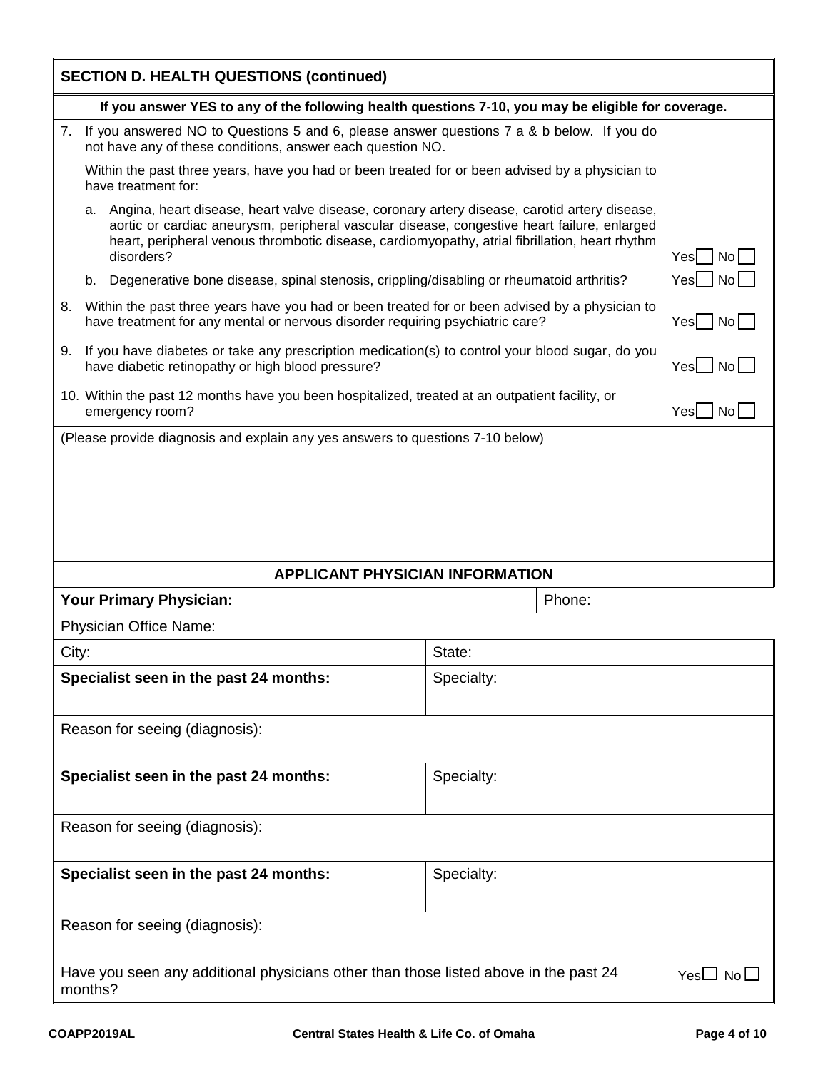## SECTION D. HEALTH QUESTIONS (continued)

**If you answer YES to any of the following health questions 7-10, you may be eligible for coverage.**

7. If you answered NO to Questions 5 and 6, please answer questions 7 a & b below. If you do not have any of these conditions, answer each question NO.

   Within the past three years, have you had or been treated for or been advised by a physician to have treatment for:

   a. Angina, heart disease, heart valve disease, coronary artery disease, carotid artery disease, aortic or cardiac aneurysm, peripheral vascular disease, congestive heart failure, enlarged heart, peripheral venous thrombotic disease, cardiomyopathy, atrial fibrillation, heart rhythm disorders? Yes ☐ No ☐

   b. Degenerative bone disease, spinal stenosis, crippling/disabling or rheumatoid arthritis? Yes ☐ No ☐

8. Within the past three years have you had or been treated for or been advised by a physician to have treatment for any mental or nervous disorder requiring psychiatric care? Yes ☐ No ☐

9. If you have diabetes or take any prescription medication(s) to control your blood sugar, do you have diabetic retinopathy or high blood pressure? Yes ☐ No ☐

10. Within the past 12 months have you been hospitalized, treated at an outpatient facility, or emergency room? Yes ☐ No ☐

(Please provide diagnosis and explain any yes answers to questions 7-10 below)

## APPLICANT PHYSICIAN INFORMATION

| **Your Primary Physician:** | | Phone: |
|---|---|---|
| Physician Office Name: | | |
| City: | State: | |
| **Specialist seen in the past 24 months:** | Specialty: | |
| Reason for seeing (diagnosis): | | |
| **Specialist seen in the past 24 months:** | Specialty: | |
| Reason for seeing (diagnosis): | | |
| **Specialist seen in the past 24 months:** | Specialty: | |
| Reason for seeing (diagnosis): | | |

Have you seen any additional physicians other than those listed above in the past 24 months? Yes ☐ No ☐

COAPP2019AL Central States Health & Life Co. of Omaha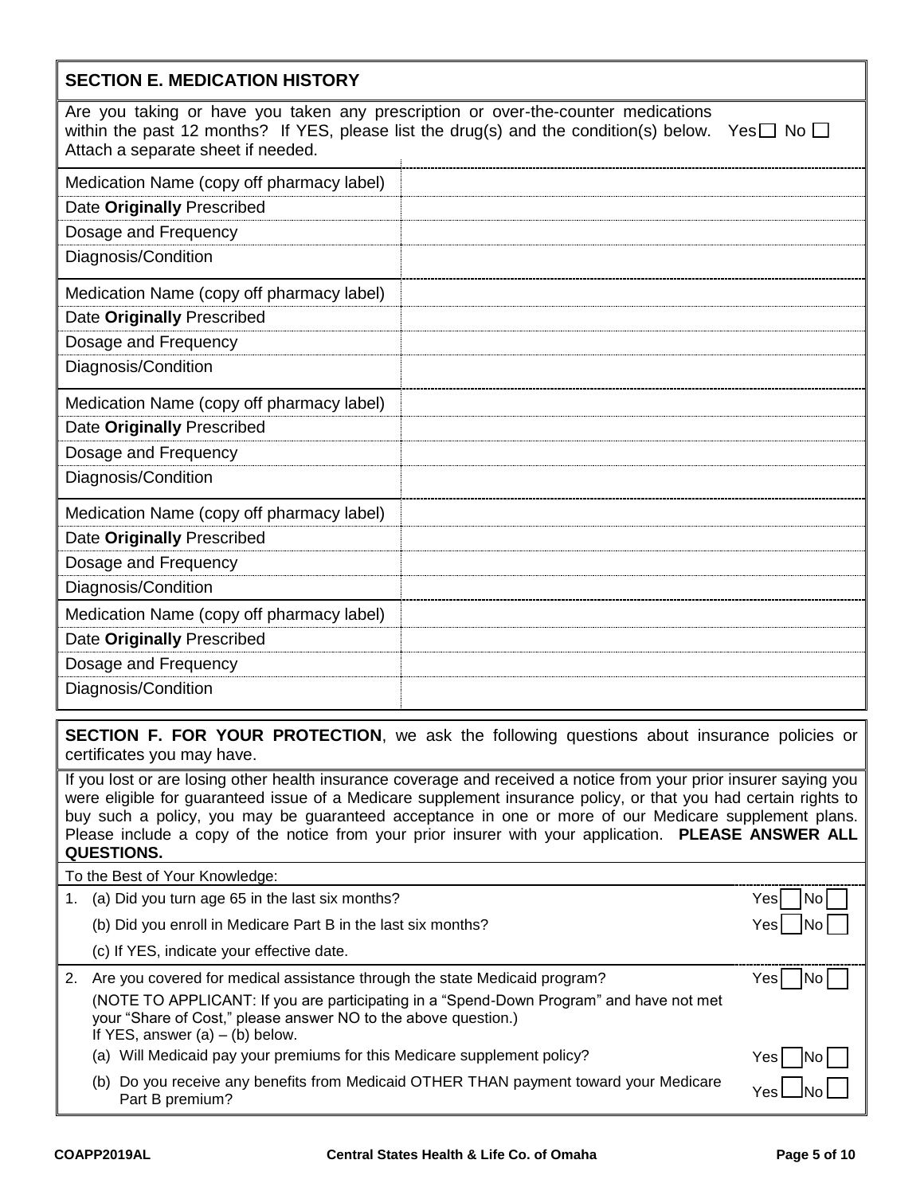## SECTION E. MEDICATION HISTORY

Are you taking or have you taken any prescription or over-the-counter medications within the past 12 months? If YES, please list the drug(s) and the condition(s) below. Attach a separate sheet if needed. Yes ☐ No ☐

| | |
|---|---|
| Medication Name (copy off pharmacy label) | |
| Date **Originally** Prescribed | |
| Dosage and Frequency | |
| Diagnosis/Condition | |
| Medication Name (copy off pharmacy label) | |
| Date **Originally** Prescribed | |
| Dosage and Frequency | |
| Diagnosis/Condition | |
| Medication Name (copy off pharmacy label) | |
| Date **Originally** Prescribed | |
| Dosage and Frequency | |
| Diagnosis/Condition | |
| Medication Name (copy off pharmacy label) | |
| Date **Originally** Prescribed | |
| Dosage and Frequency | |
| Diagnosis/Condition | |
| Medication Name (copy off pharmacy label) | |
| Date **Originally** Prescribed | |
| Dosage and Frequency | |
| Diagnosis/Condition | |

**SECTION F. FOR YOUR PROTECTION**, we ask the following questions about insurance policies or certificates you may have.

If you lost or are losing other health insurance coverage and received a notice from your prior insurer saying you were eligible for guaranteed issue of a Medicare supplement insurance policy, or that you had certain rights to buy such a policy, you may be guaranteed acceptance in one or more of our Medicare supplement plans. Please include a copy of the notice from your prior insurer with your application. **PLEASE ANSWER ALL QUESTIONS.**

To the Best of Your Knowledge:

1. (a) Did you turn age 65 in the last six months? Yes ☐ No ☐

   (b) Did you enroll in Medicare Part B in the last six months? Yes ☐ No ☐

   (c) If YES, indicate your effective date.

2. Are you covered for medical assistance through the state Medicaid program? Yes ☐ No ☐

   (NOTE TO APPLICANT: If you are participating in a "Spend-Down Program" and have not met your "Share of Cost," please answer NO to the above question.)
   If YES, answer (a) – (b) below.

   (a) Will Medicaid pay your premiums for this Medicare supplement policy? Yes ☐ No ☐

   (b) Do you receive any benefits from Medicaid OTHER THAN payment toward your Medicare Part B premium? Yes ☐ No ☐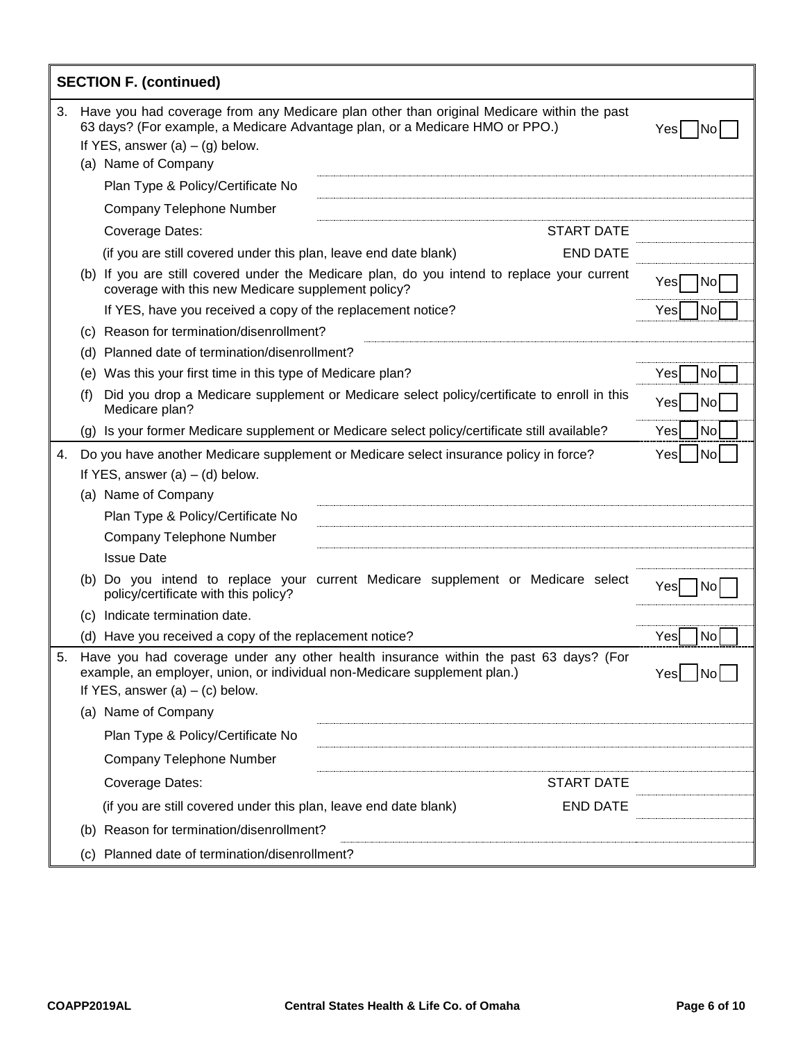## SECTION F. (continued)

3. Have you had coverage from any Medicare plan other than original Medicare within the past 63 days? (For example, a Medicare Advantage plan, or a Medicare HMO or PPO.) Yes [ ] No [ ]

   If YES, answer (a) – (g) below.

   (a) Name of Company ____________________

   Plan Type & Policy/Certificate No ____________________

   Company Telephone Number ____________________

   Coverage Dates: START DATE ____________________

   (if you are still covered under this plan, leave end date blank) END DATE ____________________

   (b) If you are still covered under the Medicare plan, do you intend to replace your current coverage with this new Medicare supplement policy? Yes [ ] No [ ]

   If YES, have you received a copy of the replacement notice? Yes [ ] No [ ]

   (c) Reason for termination/disenrollment? ____________________

   (d) Planned date of termination/disenrollment? ____________________

   (e) Was this your first time in this type of Medicare plan? Yes [ ] No [ ]

   (f) Did you drop a Medicare supplement or Medicare select policy/certificate to enroll in this Medicare plan? Yes [ ] No [ ]

   (g) Is your former Medicare supplement or Medicare select policy/certificate still available? Yes [ ] No [ ]

4. Do you have another Medicare supplement or Medicare select insurance policy in force? Yes [ ] No [ ]

   If YES, answer (a) – (d) below.

   (a) Name of Company ____________________

   Plan Type & Policy/Certificate No ____________________

   Company Telephone Number ____________________

   Issue Date ____________________

   (b) Do you intend to replace your current Medicare supplement or Medicare select policy/certificate with this policy? Yes [ ] No [ ]

   (c) Indicate termination date. ____________________

   (d) Have you received a copy of the replacement notice? Yes [ ] No [ ]

5. Have you had coverage under any other health insurance within the past 63 days? (For example, an employer, union, or individual non-Medicare supplement plan.) Yes [ ] No [ ]

   If YES, answer (a) – (c) below.

   (a) Name of Company ____________________

   Plan Type & Policy/Certificate No ____________________

   Company Telephone Number ____________________

   Coverage Dates: START DATE ____________________

   (if you are still covered under this plan, leave end date blank) END DATE ____________________

   (b) Reason for termination/disenrollment? ____________________

   (c) Planned date of termination/disenrollment? ____________________

COAPP2019AL Central States Health & Life Co. of Omaha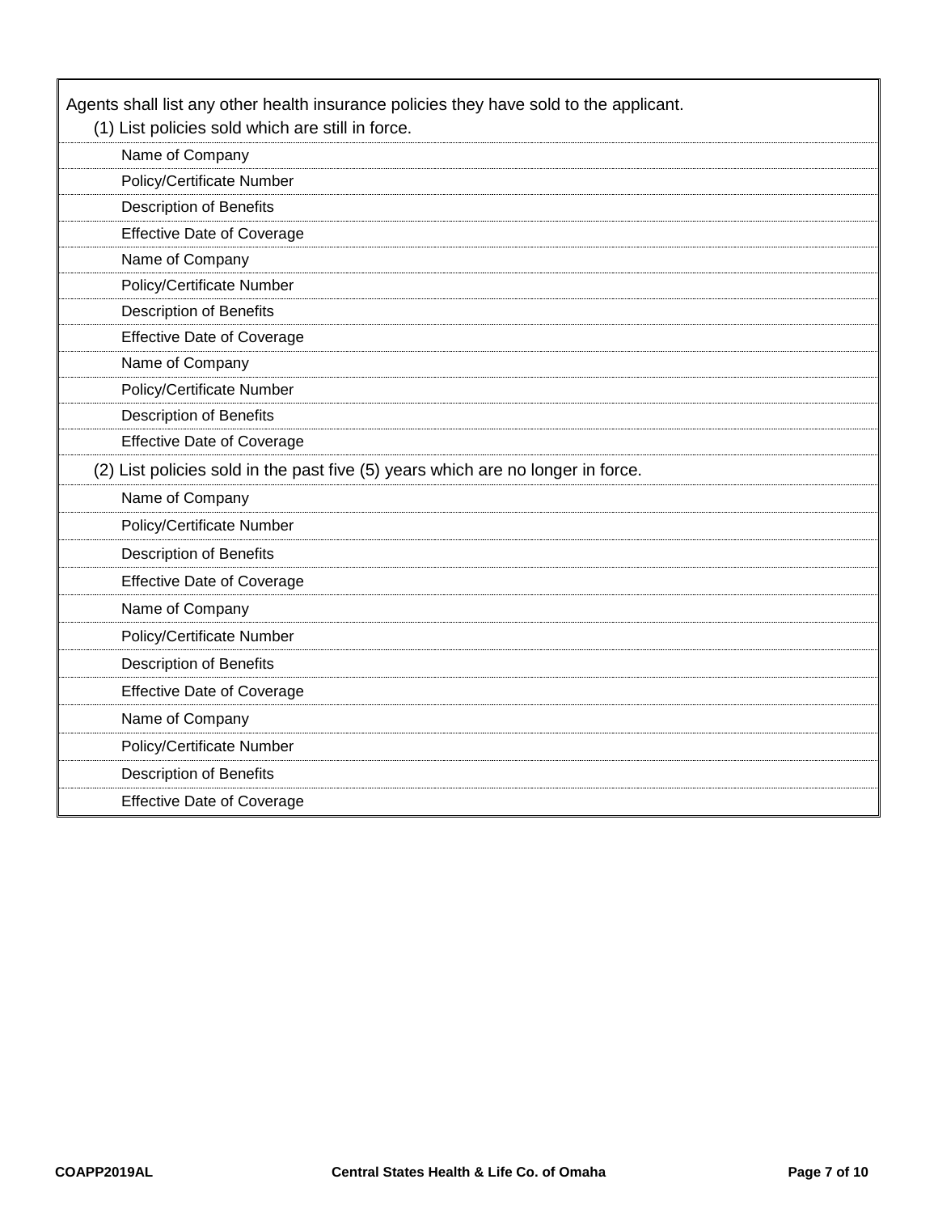Agents shall list any other health insurance policies they have sold to the applicant.

(1) List policies sold which are still in force.

Name of Company

Policy/Certificate Number

Description of Benefits

Effective Date of Coverage

Name of Company

Policy/Certificate Number

Description of Benefits

Effective Date of Coverage

Name of Company

Policy/Certificate Number

Description of Benefits

Effective Date of Coverage

(2) List policies sold in the past five (5) years which are no longer in force.

Name of Company

Policy/Certificate Number

Description of Benefits

Effective Date of Coverage

Name of Company

Policy/Certificate Number

Description of Benefits

Effective Date of Coverage

Name of Company

Policy/Certificate Number

Description of Benefits

Effective Date of Coverage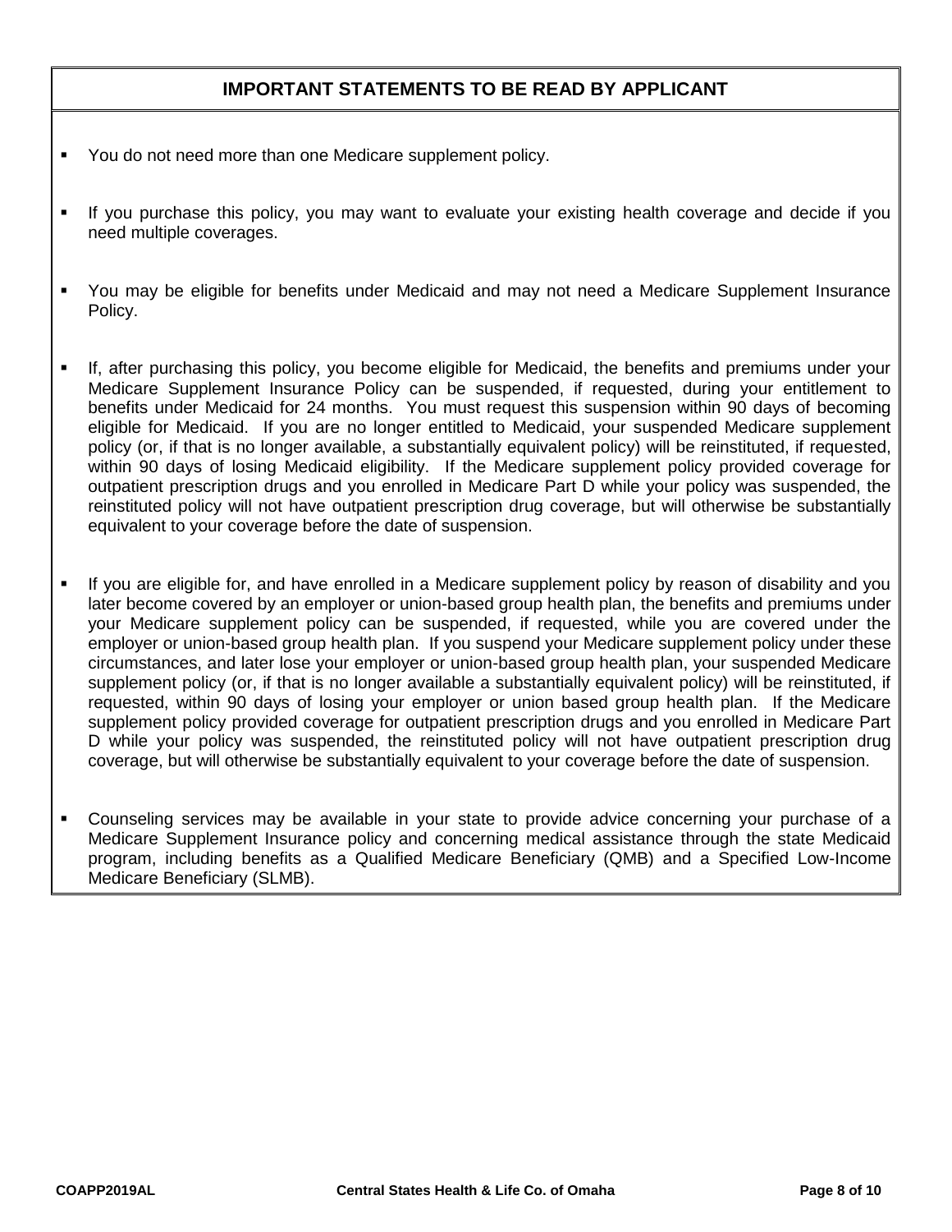## IMPORTANT STATEMENTS TO BE READ BY APPLICANT

- You do not need more than one Medicare supplement policy.
- If you purchase this policy, you may want to evaluate your existing health coverage and decide if you need multiple coverages.
- You may be eligible for benefits under Medicaid and may not need a Medicare Supplement Insurance Policy.
- If, after purchasing this policy, you become eligible for Medicaid, the benefits and premiums under your Medicare Supplement Insurance Policy can be suspended, if requested, during your entitlement to benefits under Medicaid for 24 months. You must request this suspension within 90 days of becoming eligible for Medicaid. If you are no longer entitled to Medicaid, your suspended Medicare supplement policy (or, if that is no longer available, a substantially equivalent policy) will be reinstituted, if requested, within 90 days of losing Medicaid eligibility. If the Medicare supplement policy provided coverage for outpatient prescription drugs and you enrolled in Medicare Part D while your policy was suspended, the reinstituted policy will not have outpatient prescription drug coverage, but will otherwise be substantially equivalent to your coverage before the date of suspension.
- If you are eligible for, and have enrolled in a Medicare supplement policy by reason of disability and you later become covered by an employer or union-based group health plan, the benefits and premiums under your Medicare supplement policy can be suspended, if requested, while you are covered under the employer or union-based group health plan. If you suspend your Medicare supplement policy under these circumstances, and later lose your employer or union-based group health plan, your suspended Medicare supplement policy (or, if that is no longer available a substantially equivalent policy) will be reinstituted, if requested, within 90 days of losing your employer or union based group health plan. If the Medicare supplement policy provided coverage for outpatient prescription drugs and you enrolled in Medicare Part D while your policy was suspended, the reinstituted policy will not have outpatient prescription drug coverage, but will otherwise be substantially equivalent to your coverage before the date of suspension.
- Counseling services may be available in your state to provide advice concerning your purchase of a Medicare Supplement Insurance policy and concerning medical assistance through the state Medicaid program, including benefits as a Qualified Medicare Beneficiary (QMB) and a Specified Low-Income Medicare Beneficiary (SLMB).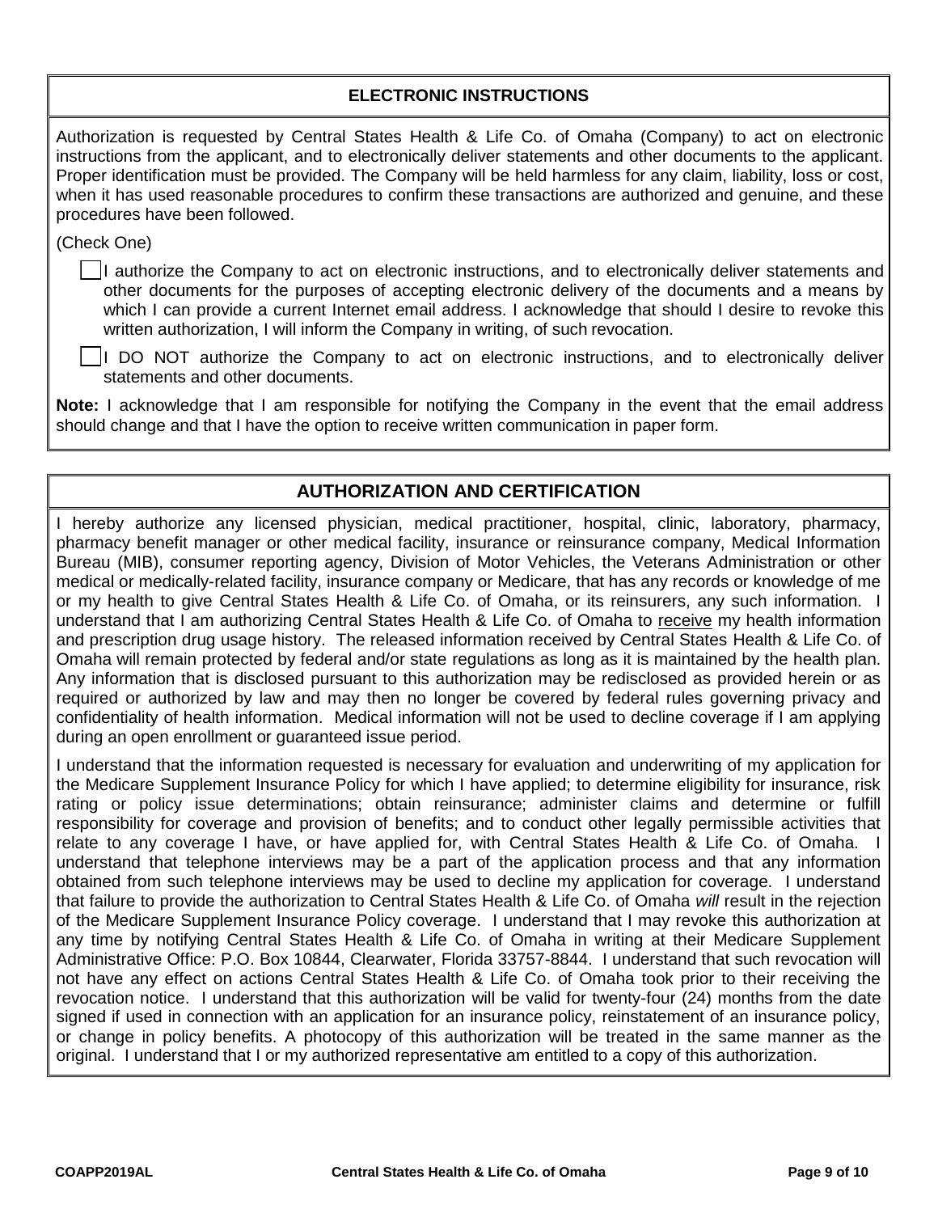## ELECTRONIC INSTRUCTIONS

Authorization is requested by Central States Health & Life Co. of Omaha (Company) to act on electronic instructions from the applicant, and to electronically deliver statements and other documents to the applicant. Proper identification must be provided. The Company will be held harmless for any claim, liability, loss or cost, when it has used reasonable procedures to confirm these transactions are authorized and genuine, and these procedures have been followed.

(Check One)

☐ I authorize the Company to act on electronic instructions, and to electronically deliver statements and other documents for the purposes of accepting electronic delivery of the documents and a means by which I can provide a current Internet email address. I acknowledge that should I desire to revoke this written authorization, I will inform the Company in writing, of such revocation.

☐ I DO NOT authorize the Company to act on electronic instructions, and to electronically deliver statements and other documents.

**Note:** I acknowledge that I am responsible for notifying the Company in the event that the email address should change and that I have the option to receive written communication in paper form.

## AUTHORIZATION AND CERTIFICATION

I hereby authorize any licensed physician, medical practitioner, hospital, clinic, laboratory, pharmacy, pharmacy benefit manager or other medical facility, insurance or reinsurance company, Medical Information Bureau (MIB), consumer reporting agency, Division of Motor Vehicles, the Veterans Administration or other medical or medically-related facility, insurance company or Medicare, that has any records or knowledge of me or my health to give Central States Health & Life Co. of Omaha, or its reinsurers, any such information. I understand that I am authorizing Central States Health & Life Co. of Omaha to <u>receive</u> my health information and prescription drug usage history. The released information received by Central States Health & Life Co. of Omaha will remain protected by federal and/or state regulations as long as it is maintained by the health plan. Any information that is disclosed pursuant to this authorization may be redisclosed as provided herein or as required or authorized by law and may then no longer be covered by federal rules governing privacy and confidentiality of health information. Medical information will not be used to decline coverage if I am applying during an open enrollment or guaranteed issue period.

I understand that the information requested is necessary for evaluation and underwriting of my application for the Medicare Supplement Insurance Policy for which I have applied; to determine eligibility for insurance, risk rating or policy issue determinations; obtain reinsurance; administer claims and determine or fulfill responsibility for coverage and provision of benefits; and to conduct other legally permissible activities that relate to any coverage I have, or have applied for, with Central States Health & Life Co. of Omaha. I understand that telephone interviews may be a part of the application process and that any information obtained from such telephone interviews may be used to decline my application for coverage. I understand that failure to provide the authorization to Central States Health & Life Co. of Omaha *will* result in the rejection of the Medicare Supplement Insurance Policy coverage. I understand that I may revoke this authorization at any time by notifying Central States Health & Life Co. of Omaha in writing at their Medicare Supplement Administrative Office: P.O. Box 10844, Clearwater, Florida 33757-8844. I understand that such revocation will not have any effect on actions Central States Health & Life Co. of Omaha took prior to their receiving the revocation notice. I understand that this authorization will be valid for twenty-four (24) months from the date signed if used in connection with an application for an insurance policy, reinstatement of an insurance policy, or change in policy benefits. A photocopy of this authorization will be treated in the same manner as the original. I understand that I or my authorized representative am entitled to a copy of this authorization.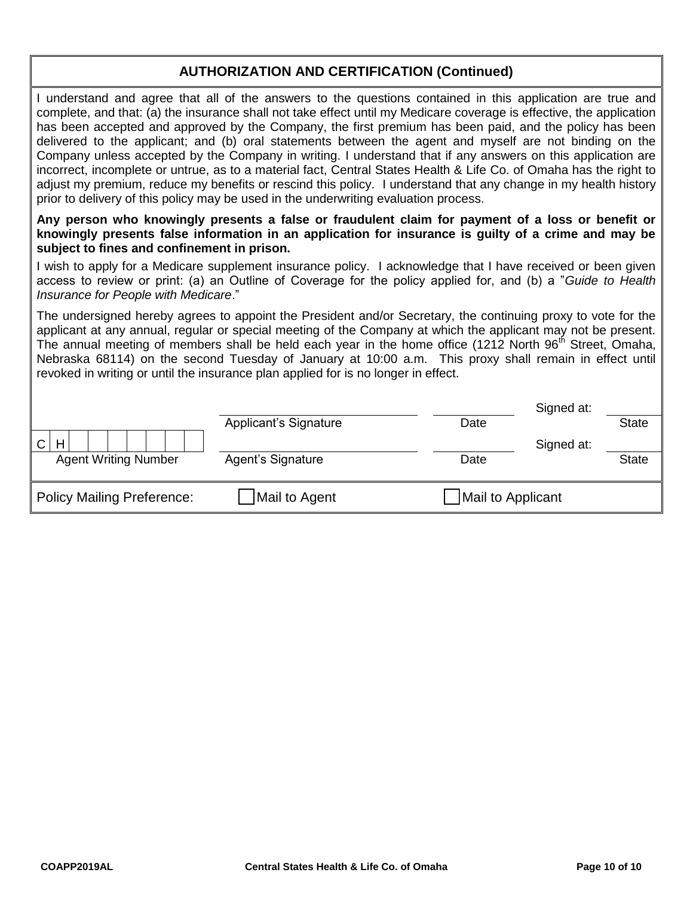## AUTHORIZATION AND CERTIFICATION (Continued)

I understand and agree that all of the answers to the questions contained in this application are true and complete, and that: (a) the insurance shall not take effect until my Medicare coverage is effective, the application has been accepted and approved by the Company, the first premium has been paid, and the policy has been delivered to the applicant; and (b) oral statements between the agent and myself are not binding on the Company unless accepted by the Company in writing. I understand that if any answers on this application are incorrect, incomplete or untrue, as to a material fact, Central States Health & Life Co. of Omaha has the right to adjust my premium, reduce my benefits or rescind this policy. I understand that any change in my health history prior to delivery of this policy may be used in the underwriting evaluation process.

**Any person who knowingly presents a false or fraudulent claim for payment of a loss or benefit or knowingly presents false information in an application for insurance is guilty of a crime and may be subject to fines and confinement in prison.**

I wish to apply for a Medicare supplement insurance policy. I acknowledge that I have received or been given access to review or print: (a) an Outline of Coverage for the policy applied for, and (b) a "*Guide to Health Insurance for People with Medicare*."

The undersigned hereby agrees to appoint the President and/or Secretary, the continuing proxy to vote for the applicant at any annual, regular or special meeting of the Company at which the applicant may not be present. The annual meeting of members shall be held each year in the home office (1212 North 96th Street, Omaha, Nebraska 68114) on the second Tuesday of January at 10:00 a.m. This proxy shall remain in effect until revoked in writing or until the insurance plan applied for is no longer in effect.

| | | | | |
|---|---|---|---|---|
| | ______________________ Applicant's Signature | ________ Date | Signed at: | ________ State |
| C H _ _ _ _ _ _ _ _ Agent Writing Number | ______________________ Agent's Signature | ________ Date | Signed at: | ________ State |

Policy Mailing Preference: ☐ Mail to Agent ☐ Mail to Applicant

COAPP2019AL